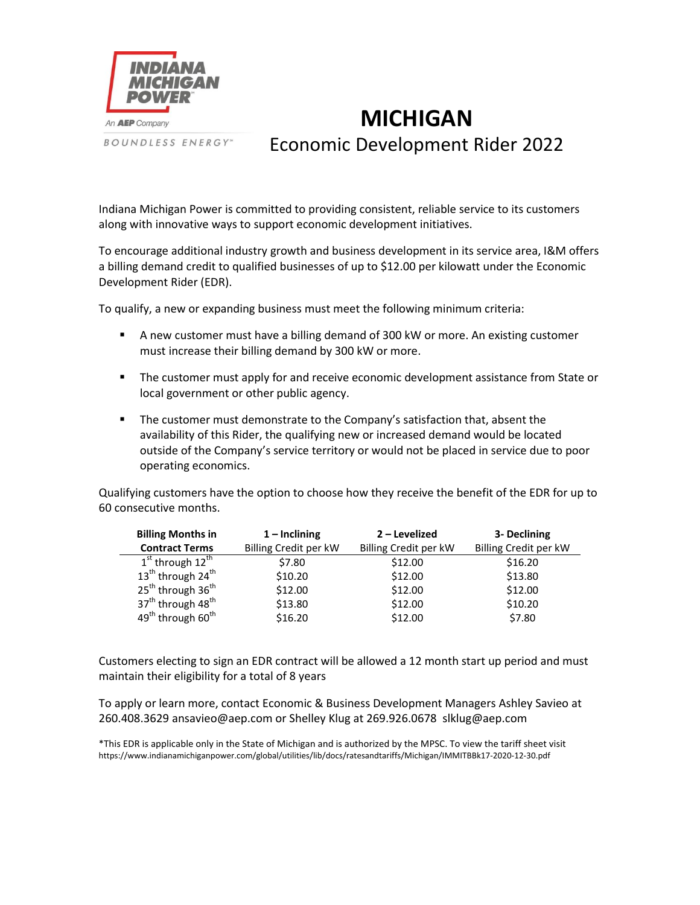INDIANA MICHIGAN POWER

An AEP Company

BOUNDLESS ENERGY™

# MICHIGAN

## Economic Development Rider 2022

Indiana Michigan Power is committed to providing consistent, reliable service to its customers along with innovative ways to support economic development initiatives.

To encourage additional industry growth and business development in its service area, I&M offers a billing demand credit to qualified businesses of up to $12.00 per kilowatt under the Economic Development Rider (EDR).

To qualify, a new or expanding business must meet the following minimum criteria:

- A new customer must have a billing demand of 300 kW or more. An existing customer must increase their billing demand by 300 kW or more.
- The customer must apply for and receive economic development assistance from State or local government or other public agency.
- The customer must demonstrate to the Company's satisfaction that, absent the availability of this Rider, the qualifying new or increased demand would be located outside of the Company's service territory or would not be placed in service due to poor operating economics.

Qualifying customers have the option to choose how they receive the benefit of the EDR for up to 60 consecutive months.

| **Billing Months in Contract Terms** | **1 – Inclining** Billing Credit per kW | **2 – Levelized** Billing Credit per kW | **3- Declining** Billing Credit per kW |
|---|---|---|---|
| 1st through 12th | $7.80 | $12.00 | $16.20 |
| 13th through 24th | $10.20 | $12.00 | $13.80 |
| 25th through 36th | $12.00 | $12.00 | $12.00 |
| 37th through 48th | $13.80 | $12.00 | $10.20 |
| 49th through 60th | $16.20 | $12.00 | $7.80 |

Customers electing to sign an EDR contract will be allowed a 12 month start up period and must maintain their eligibility for a total of 8 years

To apply or learn more, contact Economic & Business Development Managers Ashley Savieo at 260.408.3629 ansavieo@aep.com or Shelley Klug at 269.926.0678 slklug@aep.com

*This EDR is applicable only in the State of Michigan and is authorized by the MPSC. To view the tariff sheet visit https://www.indianamichiganpower.com/global/utilities/lib/docs/ratesandtariffs/Michigan/IMMITBBk17-2020-12-30.pdf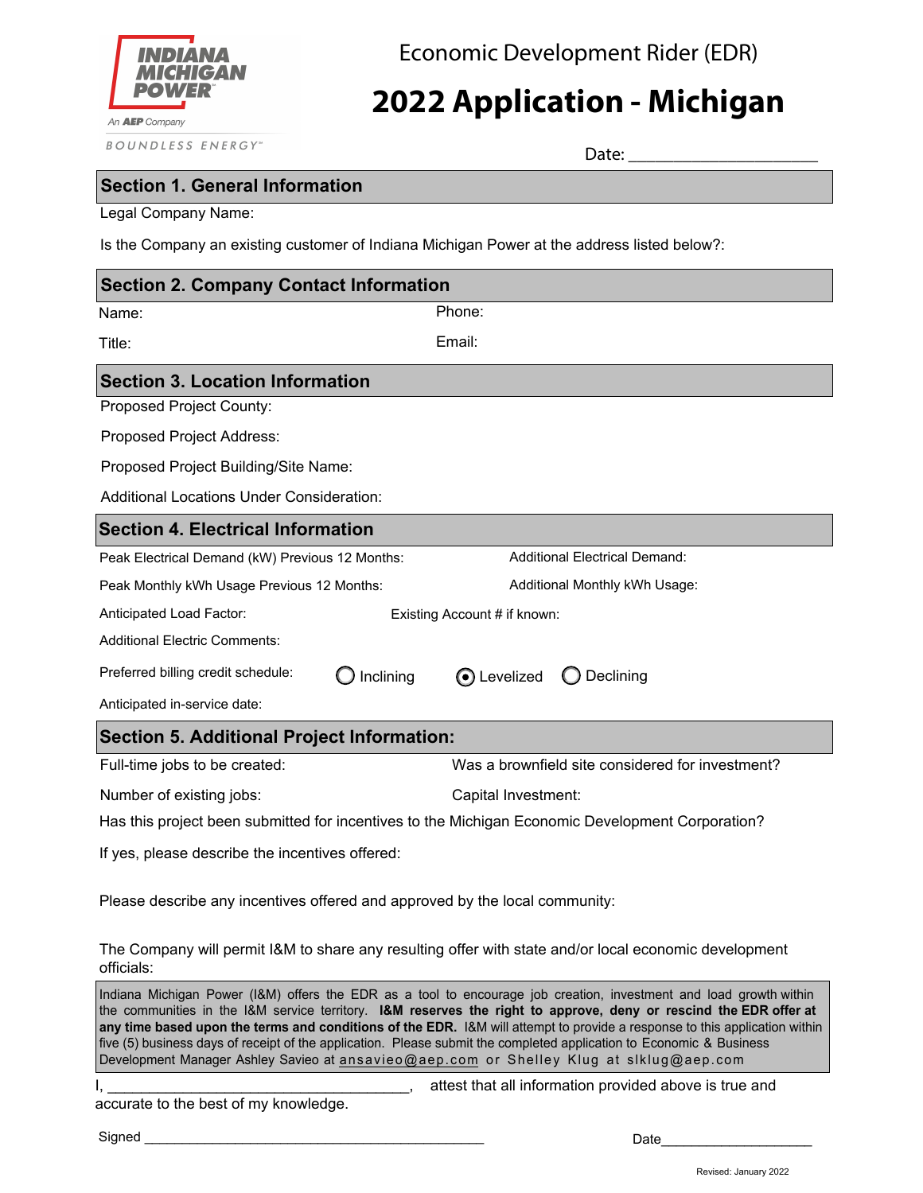INDIANA MICHIGAN POWER

An AEP Company

BOUNDLESS ENERGY™

Economic Development Rider (EDR)

# 2022 Application - Michigan

Date: ____________________

## Section 1. General Information

Legal Company Name:

Is the Company an existing customer of Indiana Michigan Power at the address listed below?:

## Section 2. Company Contact Information

Name:

Phone:

Title:

Email:

## Section 3. Location Information

Proposed Project County:

Proposed Project Address:

Proposed Project Building/Site Name:

Additional Locations Under Consideration:

## Section 4. Electrical Information

Peak Electrical Demand (kW) Previous 12 Months:

Additional Electrical Demand:

Peak Monthly kWh Usage Previous 12 Months:

Additional Monthly kWh Usage:

Anticipated Load Factor:

Existing Account # if known:

Additional Electric Comments:

Preferred billing credit schedule: ○ Inclining ◉ Levelized ○ Declining

Anticipated in-service date:

## Section 5. Additional Project Information:

Full-time jobs to be created:

Was a brownfield site considered for investment?

Number of existing jobs:

Capital Investment:

Has this project been submitted for incentives to the Michigan Economic Development Corporation?

If yes, please describe the incentives offered:

Please describe any incentives offered and approved by the local community:

The Company will permit I&M to share any resulting offer with state and/or local economic development officials:

Indiana Michigan Power (I&M) offers the EDR as a tool to encourage job creation, investment and load growth within the communities in the I&M service territory. **I&M reserves the right to approve, deny or rescind the EDR offer at any time based upon the terms and conditions of the EDR.** I&M will attempt to provide a response to this application within five (5) business days of receipt of the application. Please submit the completed application to Economic & Business Development Manager Ashley Savieo at ansavieo@aep.com or Shelley Klug at slklug@aep.com

I, ____________________________________, attest that all information provided above is true and accurate to the best of my knowledge.

Signed ____________________________________________

Date____________________

Revised: January 2022